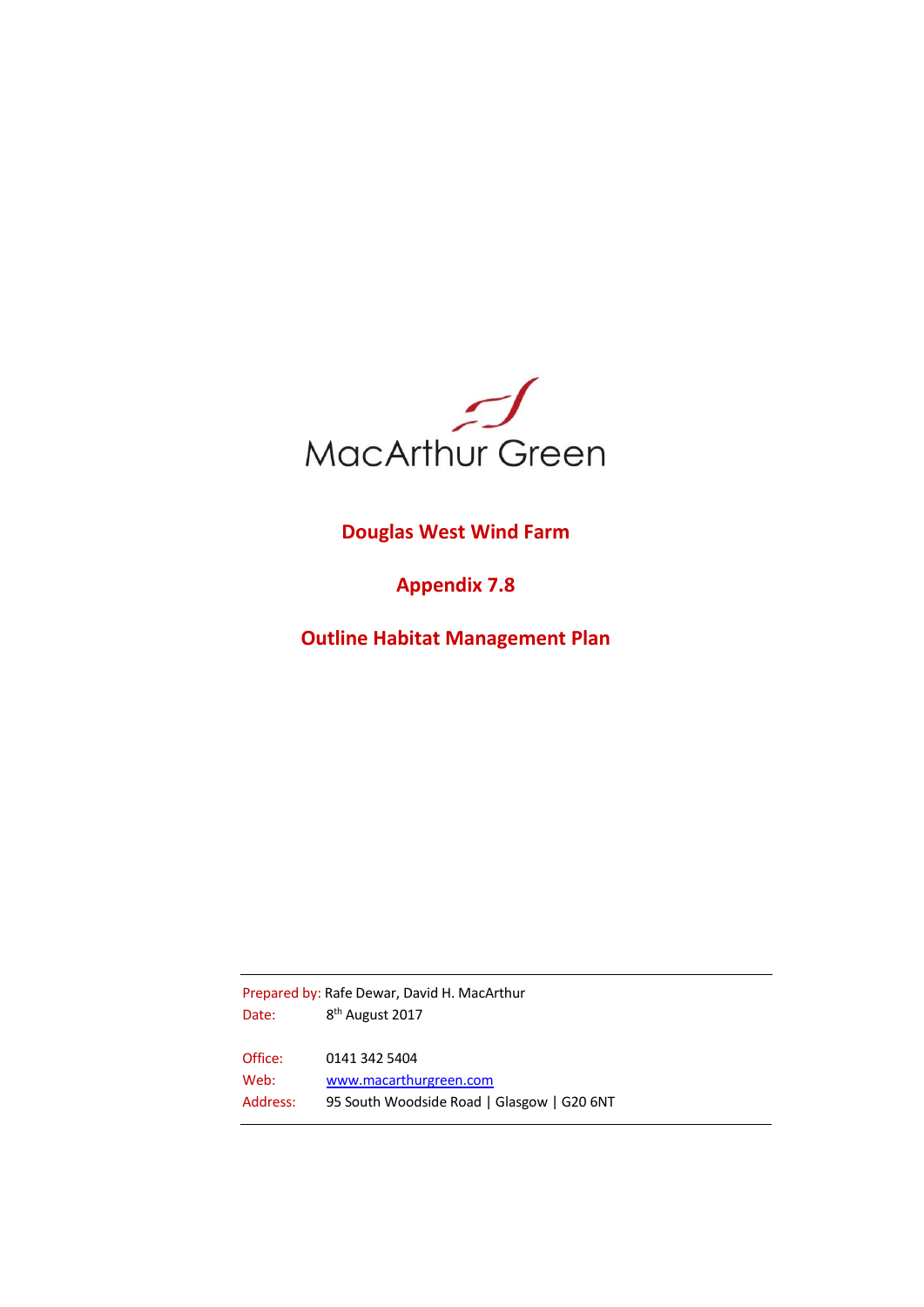MacArthur Green

# Douglas West Wind Farm

## Appendix 7.8

## Outline Habitat Management Plan

Prepared by: Rafe Dewar, David H. MacArthur
Date: 8th August 2017

Office: 0141 342 5404
Web: www.macarthurgreen.com
Address: 95 South Woodside Road | Glasgow | G20 6NT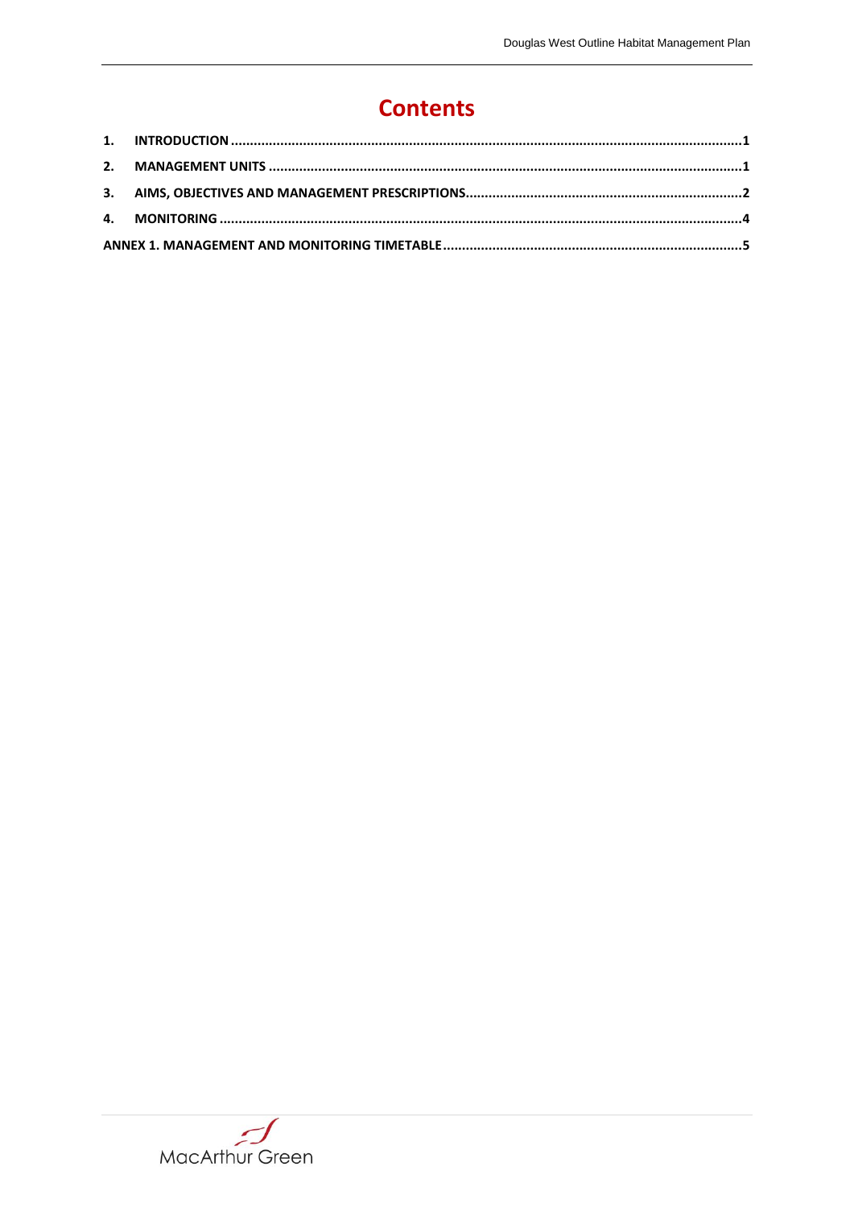# Contents

1. INTRODUCTION ..........1
2. MANAGEMENT UNITS ..........1
3. AIMS, OBJECTIVES AND MANAGEMENT PRESCRIPTIONS..........2
4. MONITORING ..........4

ANNEX 1. MANAGEMENT AND MONITORING TIMETABLE..........5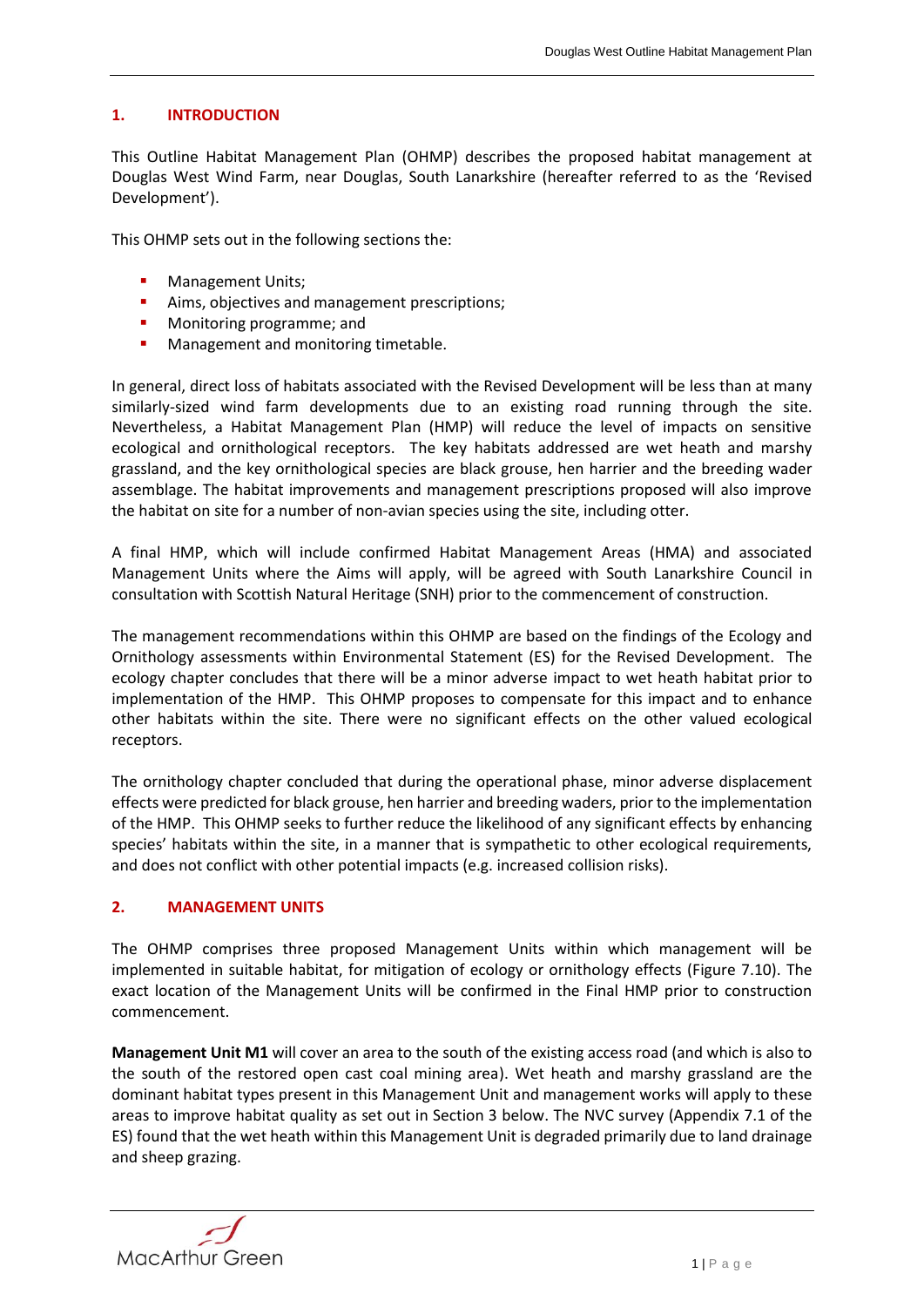## 1. INTRODUCTION

This Outline Habitat Management Plan (OHMP) describes the proposed habitat management at Douglas West Wind Farm, near Douglas, South Lanarkshire (hereafter referred to as the 'Revised Development').

This OHMP sets out in the following sections the:

- Management Units;
- Aims, objectives and management prescriptions;
- Monitoring programme; and
- Management and monitoring timetable.

In general, direct loss of habitats associated with the Revised Development will be less than at many similarly-sized wind farm developments due to an existing road running through the site. Nevertheless, a Habitat Management Plan (HMP) will reduce the level of impacts on sensitive ecological and ornithological receptors. The key habitats addressed are wet heath and marshy grassland, and the key ornithological species are black grouse, hen harrier and the breeding wader assemblage. The habitat improvements and management prescriptions proposed will also improve the habitat on site for a number of non-avian species using the site, including otter.

A final HMP, which will include confirmed Habitat Management Areas (HMA) and associated Management Units where the Aims will apply, will be agreed with South Lanarkshire Council in consultation with Scottish Natural Heritage (SNH) prior to the commencement of construction.

The management recommendations within this OHMP are based on the findings of the Ecology and Ornithology assessments within Environmental Statement (ES) for the Revised Development. The ecology chapter concludes that there will be a minor adverse impact to wet heath habitat prior to implementation of the HMP. This OHMP proposes to compensate for this impact and to enhance other habitats within the site. There were no significant effects on the other valued ecological receptors.

The ornithology chapter concluded that during the operational phase, minor adverse displacement effects were predicted for black grouse, hen harrier and breeding waders, prior to the implementation of the HMP. This OHMP seeks to further reduce the likelihood of any significant effects by enhancing species' habitats within the site, in a manner that is sympathetic to other ecological requirements, and does not conflict with other potential impacts (e.g. increased collision risks).

## 2. MANAGEMENT UNITS

The OHMP comprises three proposed Management Units within which management will be implemented in suitable habitat, for mitigation of ecology or ornithology effects (Figure 7.10). The exact location of the Management Units will be confirmed in the Final HMP prior to construction commencement.

**Management Unit M1** will cover an area to the south of the existing access road (and which is also to the south of the restored open cast coal mining area). Wet heath and marshy grassland are the dominant habitat types present in this Management Unit and management works will apply to these areas to improve habitat quality as set out in Section 3 below. The NVC survey (Appendix 7.1 of the ES) found that the wet heath within this Management Unit is degraded primarily due to land drainage and sheep grazing.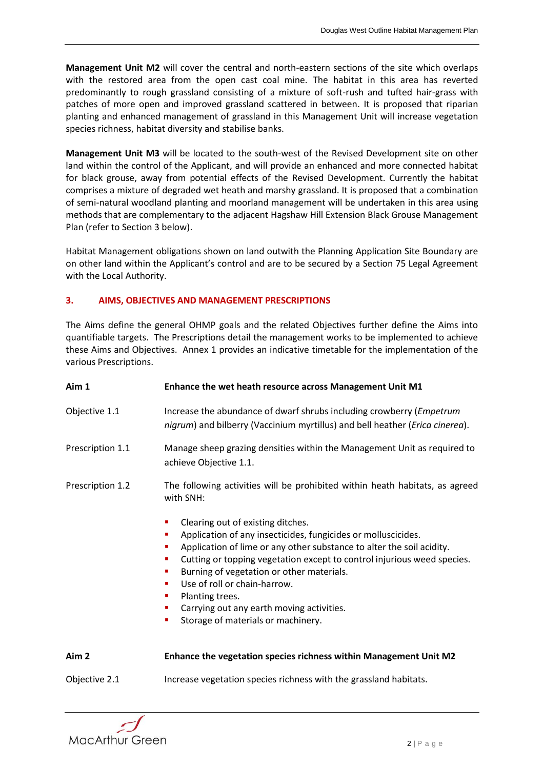**Management Unit M2** will cover the central and north-eastern sections of the site which overlaps with the restored area from the open cast coal mine. The habitat in this area has reverted predominantly to rough grassland consisting of a mixture of soft-rush and tufted hair-grass with patches of more open and improved grassland scattered in between. It is proposed that riparian planting and enhanced management of grassland in this Management Unit will increase vegetation species richness, habitat diversity and stabilise banks.

**Management Unit M3** will be located to the south-west of the Revised Development site on other land within the control of the Applicant, and will provide an enhanced and more connected habitat for black grouse, away from potential effects of the Revised Development. Currently the habitat comprises a mixture of degraded wet heath and marshy grassland. It is proposed that a combination of semi-natural woodland planting and moorland management will be undertaken in this area using methods that are complementary to the adjacent Hagshaw Hill Extension Black Grouse Management Plan (refer to Section 3 below).

Habitat Management obligations shown on land outwith the Planning Application Site Boundary are on other land within the Applicant's control and are to be secured by a Section 75 Legal Agreement with the Local Authority.

## 3. AIMS, OBJECTIVES AND MANAGEMENT PRESCRIPTIONS

The Aims define the general OHMP goals and the related Objectives further define the Aims into quantifiable targets. The Prescriptions detail the management works to be implemented to achieve these Aims and Objectives. Annex 1 provides an indicative timetable for the implementation of the various Prescriptions.

**Aim 1** — **Enhance the wet heath resource across Management Unit M1**

Objective 1.1 — Increase the abundance of dwarf shrubs including crowberry (*Empetrum nigrum*) and bilberry (Vaccinium myrtillus) and bell heather (*Erica cinerea*).

Prescription 1.1 — Manage sheep grazing densities within the Management Unit as required to achieve Objective 1.1.

Prescription 1.2 — The following activities will be prohibited within heath habitats, as agreed with SNH:

- Clearing out of existing ditches.
- Application of any insecticides, fungicides or molluscicides.
- Application of lime or any other substance to alter the soil acidity.
- Cutting or topping vegetation except to control injurious weed species.
- Burning of vegetation or other materials.
- Use of roll or chain-harrow.
- Planting trees.
- Carrying out any earth moving activities.
- Storage of materials or machinery.

**Aim 2** — **Enhance the vegetation species richness within Management Unit M2**

Objective 2.1 — Increase vegetation species richness with the grassland habitats.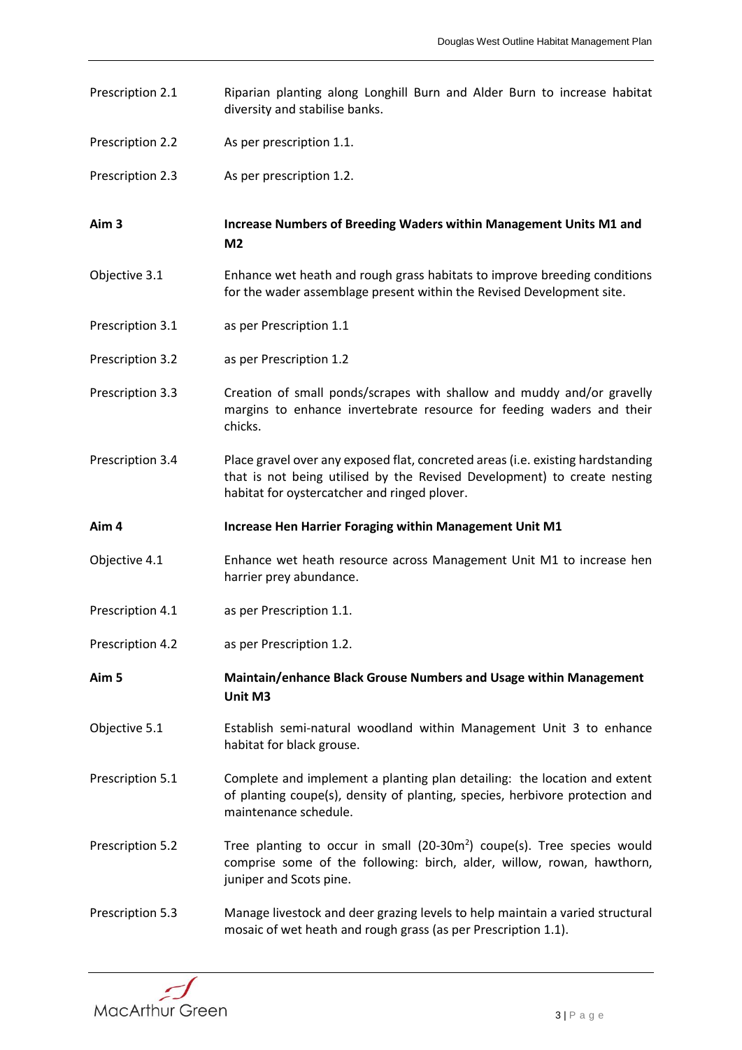Prescription 2.1 Riparian planting along Longhill Burn and Alder Burn to increase habitat diversity and stabilise banks.

Prescription 2.2 As per prescription 1.1.

Prescription 2.3 As per prescription 1.2.

**Aim 3** **Increase Numbers of Breeding Waders within Management Units M1 and M2**

Objective 3.1 Enhance wet heath and rough grass habitats to improve breeding conditions for the wader assemblage present within the Revised Development site.

Prescription 3.1 as per Prescription 1.1

Prescription 3.2 as per Prescription 1.2

Prescription 3.3 Creation of small ponds/scrapes with shallow and muddy and/or gravelly margins to enhance invertebrate resource for feeding waders and their chicks.

Prescription 3.4 Place gravel over any exposed flat, concreted areas (i.e. existing hardstanding that is not being utilised by the Revised Development) to create nesting habitat for oystercatcher and ringed plover.

**Aim 4** **Increase Hen Harrier Foraging within Management Unit M1**

Objective 4.1 Enhance wet heath resource across Management Unit M1 to increase hen harrier prey abundance.

Prescription 4.1 as per Prescription 1.1.

Prescription 4.2 as per Prescription 1.2.

**Aim 5** **Maintain/enhance Black Grouse Numbers and Usage within Management Unit M3**

Objective 5.1 Establish semi-natural woodland within Management Unit 3 to enhance habitat for black grouse.

Prescription 5.1 Complete and implement a planting plan detailing: the location and extent of planting coupe(s), density of planting, species, herbivore protection and maintenance schedule.

Prescription 5.2 Tree planting to occur in small (20-30m$^2$) coupe(s). Tree species would comprise some of the following: birch, alder, willow, rowan, hawthorn, juniper and Scots pine.

Prescription 5.3 Manage livestock and deer grazing levels to help maintain a varied structural mosaic of wet heath and rough grass (as per Prescription 1.1).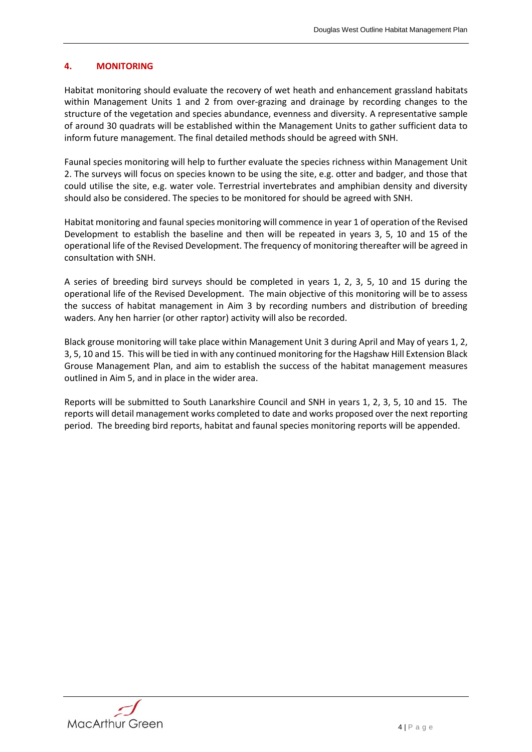## 4. MONITORING

Habitat monitoring should evaluate the recovery of wet heath and enhancement grassland habitats within Management Units 1 and 2 from over-grazing and drainage by recording changes to the structure of the vegetation and species abundance, evenness and diversity. A representative sample of around 30 quadrats will be established within the Management Units to gather sufficient data to inform future management. The final detailed methods should be agreed with SNH.

Faunal species monitoring will help to further evaluate the species richness within Management Unit 2. The surveys will focus on species known to be using the site, e.g. otter and badger, and those that could utilise the site, e.g. water vole. Terrestrial invertebrates and amphibian density and diversity should also be considered. The species to be monitored for should be agreed with SNH.

Habitat monitoring and faunal species monitoring will commence in year 1 of operation of the Revised Development to establish the baseline and then will be repeated in years 3, 5, 10 and 15 of the operational life of the Revised Development. The frequency of monitoring thereafter will be agreed in consultation with SNH.

A series of breeding bird surveys should be completed in years 1, 2, 3, 5, 10 and 15 during the operational life of the Revised Development. The main objective of this monitoring will be to assess the success of habitat management in Aim 3 by recording numbers and distribution of breeding waders. Any hen harrier (or other raptor) activity will also be recorded.

Black grouse monitoring will take place within Management Unit 3 during April and May of years 1, 2, 3, 5, 10 and 15. This will be tied in with any continued monitoring for the Hagshaw Hill Extension Black Grouse Management Plan, and aim to establish the success of the habitat management measures outlined in Aim 5, and in place in the wider area.

Reports will be submitted to South Lanarkshire Council and SNH in years 1, 2, 3, 5, 10 and 15. The reports will detail management works completed to date and works proposed over the next reporting period. The breeding bird reports, habitat and faunal species monitoring reports will be appended.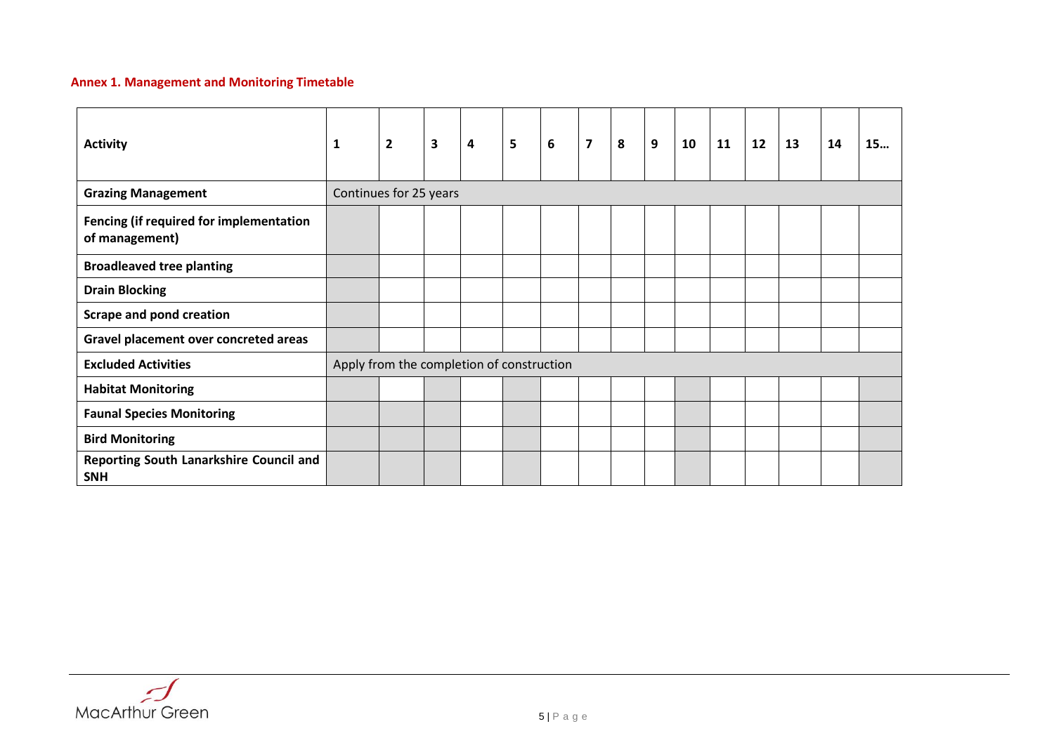### Annex 1. Management and Monitoring Timetable

| Activity | 1 | 2 | 3 | 4 | 5 | 6 | 7 | 8 | 9 | 10 | 11 | 12 | 13 | 14 | 15… |
|---|---|---|---|---|---|---|---|---|---|---|---|---|---|---|---|
| **Grazing Management** | Continues for 25 years | | | | | | | | | | | | | | |
| **Fencing (if required for implementation of management)** | | | | | | | | | | | | | | | |
| **Broadleaved tree planting** | | | | | | | | | | | | | | | |
| **Drain Blocking** | | | | | | | | | | | | | | | |
| **Scrape and pond creation** | | | | | | | | | | | | | | | |
| **Gravel placement over concreted areas** | | | | | | | | | | | | | | | |
| **Excluded Activities** | Apply from the completion of construction | | | | | | | | | | | | | | |
| **Habitat Monitoring** | | | | | | | | | | | | | | | |
| **Faunal Species Monitoring** | | | | | | | | | | | | | | | |
| **Bird Monitoring** | | | | | | | | | | | | | | | |
| **Reporting South Lanarkshire Council and SNH** | | | | | | | | | | | | | | | |